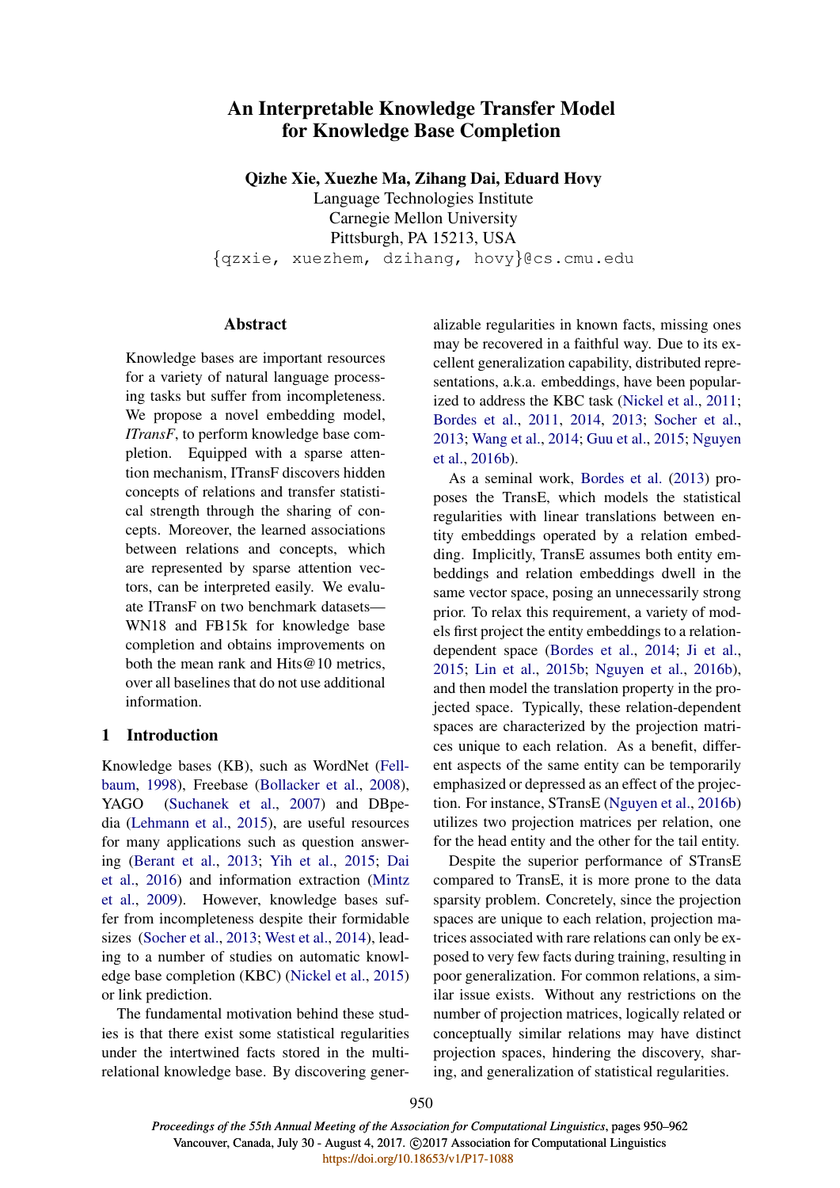# An Interpretable Knowledge Transfer Model for Knowledge Base Completion

**Qizhe Xie, Xuezhe Ma, Zihang Dai, Eduard Hovy**

Language Technologies Institute
Carnegie Mellon University
Pittsburgh, PA 15213, USA
{qzxie, xuezhem, dzihang, hovy}@cs.cmu.edu

## Abstract

Knowledge bases are important resources for a variety of natural language processing tasks but suffer from incompleteness. We propose a novel embedding model, *ITransF*, to perform knowledge base completion. Equipped with a sparse attention mechanism, ITransF discovers hidden concepts of relations and transfer statistical strength through the sharing of concepts. Moreover, the learned associations between relations and concepts, which are represented by sparse attention vectors, can be interpreted easily. We evaluate ITransF on two benchmark datasets—WN18 and FB15k for knowledge base completion and obtains improvements on both the mean rank and Hits@10 metrics, over all baselines that do not use additional information.

## 1 Introduction

Knowledge bases (KB), such as WordNet (Fellbaum, 1998), Freebase (Bollacker et al., 2008), YAGO (Suchanek et al., 2007) and DBpedia (Lehmann et al., 2015), are useful resources for many applications such as question answering (Berant et al., 2013; Yih et al., 2015; Dai et al., 2016) and information extraction (Mintz et al., 2009). However, knowledge bases suffer from incompleteness despite their formidable sizes (Socher et al., 2013; West et al., 2014), leading to a number of studies on automatic knowledge base completion (KBC) (Nickel et al., 2015) or link prediction.

The fundamental motivation behind these studies is that there exist some statistical regularities under the intertwined facts stored in the multi-relational knowledge base. By discovering generalizable regularities in known facts, missing ones may be recovered in a faithful way. Due to its excellent generalization capability, distributed representations, a.k.a. embeddings, have been popularized to address the KBC task (Nickel et al., 2011; Bordes et al., 2011, 2014, 2013; Socher et al., 2013; Wang et al., 2014; Guu et al., 2015; Nguyen et al., 2016b).

As a seminal work, Bordes et al. (2013) proposes the TransE, which models the statistical regularities with linear translations between entity embeddings operated by a relation embedding. Implicitly, TransE assumes both entity embeddings and relation embeddings dwell in the same vector space, posing an unnecessarily strong prior. To relax this requirement, a variety of models first project the entity embeddings to a relation-dependent space (Bordes et al., 2014; Ji et al., 2015; Lin et al., 2015b; Nguyen et al., 2016b), and then model the translation property in the projected space. Typically, these relation-dependent spaces are characterized by the projection matrices unique to each relation. As a benefit, different aspects of the same entity can be temporarily emphasized or depressed as an effect of the projection. For instance, STransE (Nguyen et al., 2016b) utilizes two projection matrices per relation, one for the head entity and the other for the tail entity.

Despite the superior performance of STransE compared to TransE, it is more prone to the data sparsity problem. Concretely, since the projection spaces are unique to each relation, projection matrices associated with rare relations can only be exposed to very few facts during training, resulting in poor generalization. For common relations, a similar issue exists. Without any restrictions on the number of projection matrices, logically related or conceptually similar relations may have distinct projection spaces, hindering the discovery, sharing, and generalization of statistical regularities.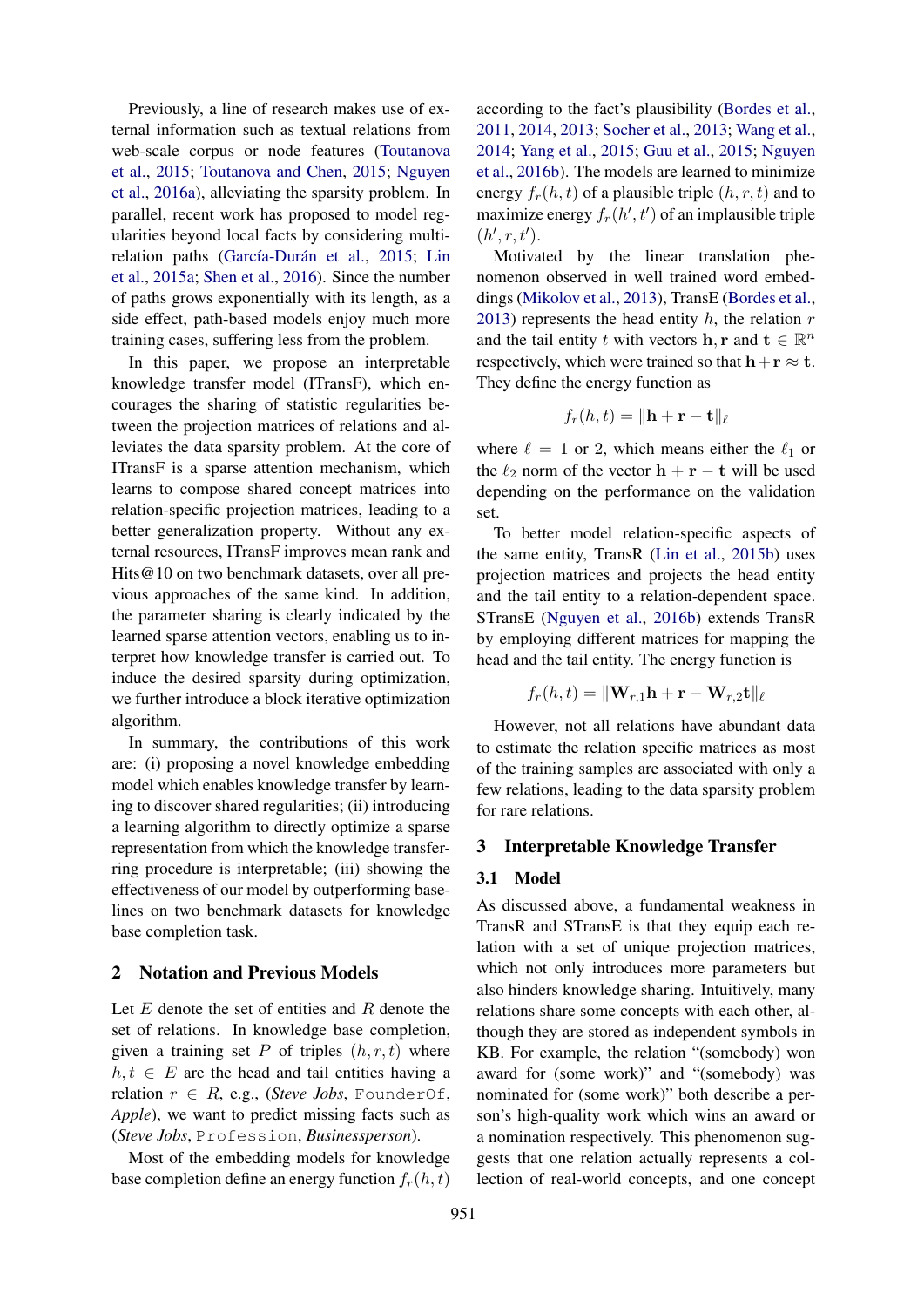Previously, a line of research makes use of external information such as textual relations from web-scale corpus or node features (Toutanova et al., 2015; Toutanova and Chen, 2015; Nguyen et al., 2016a), alleviating the sparsity problem. In parallel, recent work has proposed to model regularities beyond local facts by considering multi-relation paths (García-Durán et al., 2015; Lin et al., 2015a; Shen et al., 2016). Since the number of paths grows exponentially with its length, as a side effect, path-based models enjoy much more training cases, suffering less from the problem.

In this paper, we propose an interpretable knowledge transfer model (ITransF), which encourages the sharing of statistic regularities between the projection matrices of relations and alleviates the data sparsity problem. At the core of ITransF is a sparse attention mechanism, which learns to compose shared concept matrices into relation-specific projection matrices, leading to a better generalization property. Without any external resources, ITransF improves mean rank and Hits@10 on two benchmark datasets, over all previous approaches of the same kind. In addition, the parameter sharing is clearly indicated by the learned sparse attention vectors, enabling us to interpret how knowledge transfer is carried out. To induce the desired sparsity during optimization, we further introduce a block iterative optimization algorithm.

In summary, the contributions of this work are: (i) proposing a novel knowledge embedding model which enables knowledge transfer by learning to discover shared regularities; (ii) introducing a learning algorithm to directly optimize a sparse representation from which the knowledge transferring procedure is interpretable; (iii) showing the effectiveness of our model by outperforming baselines on two benchmark datasets for knowledge base completion task.

## 2 Notation and Previous Models

Let $E$ denote the set of entities and $R$ denote the set of relations. In knowledge base completion, given a training set $P$ of triples $(h, r, t)$ where $h, t \in E$ are the head and tail entities having a relation $r \in R$, e.g., (*Steve Jobs*, `FounderOf`, *Apple*), we want to predict missing facts such as (*Steve Jobs*, `Profession`, *Businessperson*).

Most of the embedding models for knowledge base completion define an energy function $f_r(h,t)$ according to the fact's plausibility (Bordes et al., 2011, 2014, 2013; Socher et al., 2013; Wang et al., 2014; Yang et al., 2015; Guu et al., 2015; Nguyen et al., 2016b). The models are learned to minimize energy $f_r(h,t)$ of a plausible triple $(h,r,t)$ and to maximize energy $f_r(h',t')$ of an implausible triple $(h', r, t')$.

Motivated by the linear translation phenomenon observed in well trained word embeddings (Mikolov et al., 2013), TransE (Bordes et al., 2013) represents the head entity $h$, the relation $r$ and the tail entity $t$ with vectors $\mathbf{h}, \mathbf{r}$ and $\mathbf{t} \in \mathbb{R}^n$ respectively, which were trained so that $\mathbf{h} + \mathbf{r} \approx \mathbf{t}$. They define the energy function as

$$f_r(h,t) = \|\mathbf{h} + \mathbf{r} - \mathbf{t}\|_\ell$$

where $\ell = 1$ or $2$, which means either the $\ell_1$ or the $\ell_2$ norm of the vector $\mathbf{h} + \mathbf{r} - \mathbf{t}$ will be used depending on the performance on the validation set.

To better model relation-specific aspects of the same entity, TransR (Lin et al., 2015b) uses projection matrices and projects the head entity and the tail entity to a relation-dependent space. STransE (Nguyen et al., 2016b) extends TransR by employing different matrices for mapping the head and the tail entity. The energy function is

$$f_r(h,t) = \|\mathbf{W}_{r,1}\mathbf{h} + \mathbf{r} - \mathbf{W}_{r,2}\mathbf{t}\|_\ell$$

However, not all relations have abundant data to estimate the relation specific matrices as most of the training samples are associated with only a few relations, leading to the data sparsity problem for rare relations.

## 3 Interpretable Knowledge Transfer

### 3.1 Model

As discussed above, a fundamental weakness in TransR and STransE is that they equip each relation with a set of unique projection matrices, which not only introduces more parameters but also hinders knowledge sharing. Intuitively, many relations share some concepts with each other, although they are stored as independent symbols in KB. For example, the relation "(somebody) won award for (some work)" and "(somebody) was nominated for (some work)" both describe a person's high-quality work which wins an award or a nomination respectively. This phenomenon suggests that one relation actually represents a collection of real-world concepts, and one concept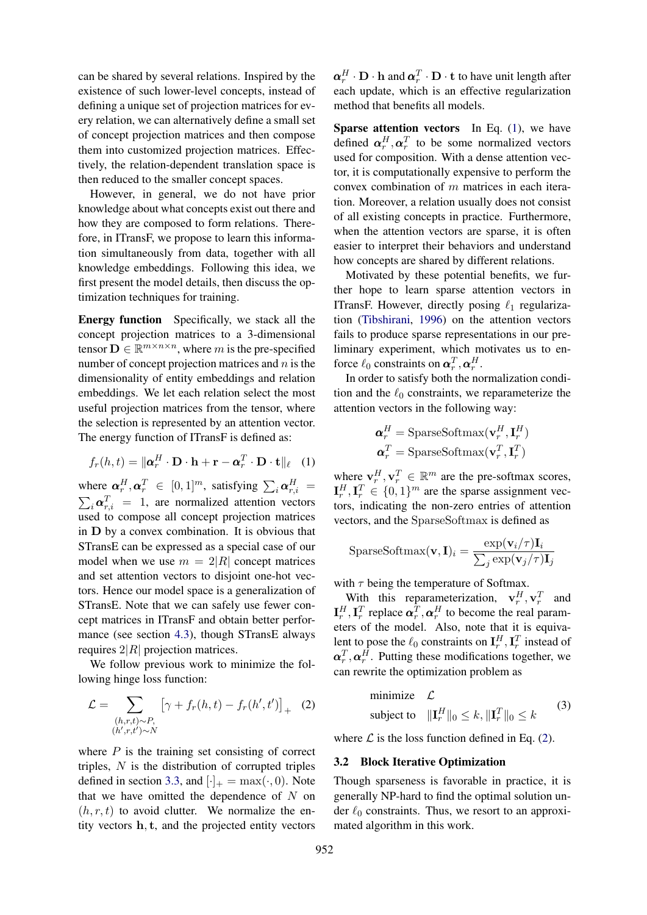can be shared by several relations. Inspired by the existence of such lower-level concepts, instead of defining a unique set of projection matrices for every relation, we can alternatively define a small set of concept projection matrices and then compose them into customized projection matrices. Effectively, the relation-dependent translation space is then reduced to the smaller concept spaces.

However, in general, we do not have prior knowledge about what concepts exist out there and how they are composed to form relations. Therefore, in ITransF, we propose to learn this information simultaneously from data, together with all knowledge embeddings. Following this idea, we first present the model details, then discuss the optimization techniques for training.

**Energy function** Specifically, we stack all the concept projection matrices to a 3-dimensional tensor $\mathbf{D} \in \mathbb{R}^{m \times n \times n}$, where $m$ is the pre-specified number of concept projection matrices and $n$ is the dimensionality of entity embeddings and relation embeddings. We let each relation select the most useful projection matrices from the tensor, where the selection is represented by an attention vector. The energy function of ITransF is defined as:

$$f_r(h,t) = \|\boldsymbol{\alpha}_r^H \cdot \mathbf{D} \cdot \mathbf{h} + \mathbf{r} - \boldsymbol{\alpha}_r^T \cdot \mathbf{D} \cdot \mathbf{t}\|_\ell \quad (1)$$

where $\boldsymbol{\alpha}_r^H, \boldsymbol{\alpha}_r^T \in [0,1]^m$, satisfying $\sum_i \boldsymbol{\alpha}_{r,i}^H = \sum_i \boldsymbol{\alpha}_{r,i}^T = 1$, are normalized attention vectors used to compose all concept projection matrices in $\mathbf{D}$ by a convex combination. It is obvious that STransE can be expressed as a special case of our model when we use $m = 2|R|$ concept matrices and set attention vectors to disjoint one-hot vectors. Hence our model space is a generalization of STransE. Note that we can safely use fewer concept matrices in ITransF and obtain better performance (see section 4.3), though STransE always requires $2|R|$ projection matrices.

We follow previous work to minimize the following hinge loss function:

$$\mathcal{L} = \sum_{\substack{(h,r,t) \sim P, \\ (h',r,t') \sim N}} \left[\gamma + f_r(h,t) - f_r(h',t')\right]_+ \quad (2)$$

where $P$ is the training set consisting of correct triples, $N$ is the distribution of corrupted triples defined in section 3.3, and $[\cdot]_+ = \max(\cdot, 0)$. Note that we have omitted the dependence of $N$ on $(h,r,t)$ to avoid clutter. We normalize the entity vectors $\mathbf{h}, \mathbf{t}$, and the projected entity vectors $\boldsymbol{\alpha}_r^H \cdot \mathbf{D} \cdot \mathbf{h}$ and $\boldsymbol{\alpha}_r^T \cdot \mathbf{D} \cdot \mathbf{t}$ to have unit length after each update, which is an effective regularization method that benefits all models.

**Sparse attention vectors** In Eq. (1), we have defined $\boldsymbol{\alpha}_r^H, \boldsymbol{\alpha}_r^T$ to be some normalized vectors used for composition. With a dense attention vector, it is computationally expensive to perform the convex combination of $m$ matrices in each iteration. Moreover, a relation usually does not consist of all existing concepts in practice. Furthermore, when the attention vectors are sparse, it is often easier to interpret their behaviors and understand how concepts are shared by different relations.

Motivated by these potential benefits, we further hope to learn sparse attention vectors in ITransF. However, directly posing $\ell_1$ regularization (Tibshirani, 1996) on the attention vectors fails to produce sparse representations in our preliminary experiment, which motivates us to enforce $\ell_0$ constraints on $\boldsymbol{\alpha}_r^T, \boldsymbol{\alpha}_r^H$.

In order to satisfy both the normalization condition and the $\ell_0$ constraints, we reparameterize the attention vectors in the following way:

$$\boldsymbol{\alpha}_r^H = \mathrm{SparseSoftmax}(\mathbf{v}_r^H, \mathbf{I}_r^H)$$
$$\boldsymbol{\alpha}_r^T = \mathrm{SparseSoftmax}(\mathbf{v}_r^T, \mathbf{I}_r^T)$$

where $\mathbf{v}_r^H, \mathbf{v}_r^T \in \mathbb{R}^m$ are the pre-softmax scores, $\mathbf{I}_r^H, \mathbf{I}_r^T \in \{0,1\}^m$ are the sparse assignment vectors, indicating the non-zero entries of attention vectors, and the $\mathrm{SparseSoftmax}$ is defined as

$$\mathrm{SparseSoftmax}(\mathbf{v}, \mathbf{I})_i = \frac{\exp(\mathbf{v}_i/\tau)\mathbf{I}_i}{\sum_j \exp(\mathbf{v}_j/\tau)\mathbf{I}_j}$$

with $\tau$ being the temperature of Softmax.

With this reparameterization, $\mathbf{v}_r^H, \mathbf{v}_r^T$ and $\mathbf{I}_r^H, \mathbf{I}_r^T$ replace $\boldsymbol{\alpha}_r^T, \boldsymbol{\alpha}_r^H$ to become the real parameters of the model. Also, note that it is equivalent to pose the $\ell_0$ constraints on $\mathbf{I}_r^H, \mathbf{I}_r^T$ instead of $\boldsymbol{\alpha}_r^T, \boldsymbol{\alpha}_r^H$. Putting these modifications together, we can rewrite the optimization problem as

$$\begin{aligned} &\text{minimize} \quad \mathcal{L} \\ &\text{subject to} \quad \|\mathbf{I}_r^H\|_0 \le k, \|\mathbf{I}_r^T\|_0 \le k \end{aligned} \quad (3)$$

where $\mathcal{L}$ is the loss function defined in Eq. (2).

### 3.2 Block Iterative Optimization

Though sparseness is favorable in practice, it is generally NP-hard to find the optimal solution under $\ell_0$ constraints. Thus, we resort to an approximated algorithm in this work.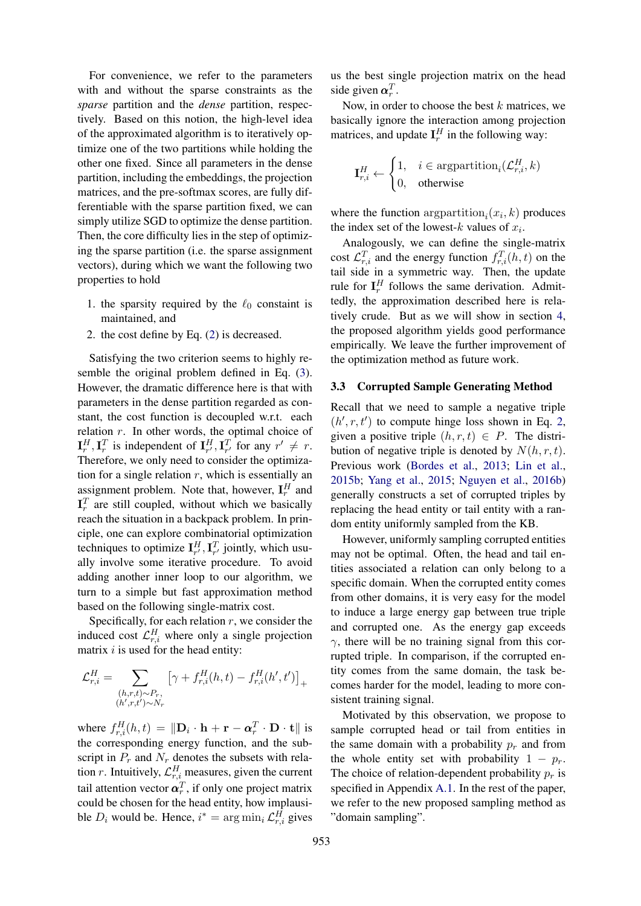For convenience, we refer to the parameters with and without the sparse constraints as the *sparse* partition and the *dense* partition, respectively. Based on this notion, the high-level idea of the approximated algorithm is to iteratively optimize one of the two partitions while holding the other one fixed. Since all parameters in the dense partition, including the embeddings, the projection matrices, and the pre-softmax scores, are fully differentiable with the sparse partition fixed, we can simply utilize SGD to optimize the dense partition. Then, the core difficulty lies in the step of optimizing the sparse partition (i.e. the sparse assignment vectors), during which we want the following two properties to hold

1. the sparsity required by the $\ell_0$ constaint is maintained, and
2. the cost define by Eq. (2) is decreased.

Satisfying the two criterion seems to highly resemble the original problem defined in Eq. (3). However, the dramatic difference here is that with parameters in the dense partition regarded as constant, the cost function is decoupled w.r.t. each relation $r$. In other words, the optimal choice of $\mathbf{I}_r^H, \mathbf{I}_r^T$ is independent of $\mathbf{I}_{r'}^H, \mathbf{I}_{r'}^T$ for any $r' \neq r$. Therefore, we only need to consider the optimization for a single relation $r$, which is essentially an assignment problem. Note that, however, $\mathbf{I}_r^H$ and $\mathbf{I}_r^T$ are still coupled, without which we basically reach the situation in a backpack problem. In principle, one can explore combinatorial optimization techniques to optimize $\mathbf{I}_{r'}^H, \mathbf{I}_{r'}^T$ jointly, which usually involve some iterative procedure. To avoid adding another inner loop to our algorithm, we turn to a simple but fast approximation method based on the following single-matrix cost.

Specifically, for each relation $r$, we consider the induced cost $\mathcal{L}_{r,i}^H$ where only a single projection matrix $i$ is used for the head entity:

$$\mathcal{L}_{r,i}^H = \sum_{\substack{(h,r,t)\sim P_r,\\ (h',r,t')\sim N_r}} \left[\gamma + f_{r,i}^H(h,t) - f_{r,i}^H(h',t')\right]_+$$

where $f_{r,i}^H(h,t) = \|\mathbf{D}_i \cdot \mathbf{h} + \mathbf{r} - \boldsymbol{\alpha}_r^T \cdot \mathbf{D} \cdot \mathbf{t}\|$ is the corresponding energy function, and the subscript in $P_r$ and $N_r$ denotes the subsets with relation $r$. Intuitively, $\mathcal{L}_{r,i}^H$ measures, given the current tail attention vector $\boldsymbol{\alpha}_r^T$, if only one project matrix could be chosen for the head entity, how implausible $D_i$ would be. Hence, $i^* = \arg\min_i \mathcal{L}_{r,i}^H$ gives us the best single projection matrix on the head side given $\boldsymbol{\alpha}_r^T$.

Now, in order to choose the best $k$ matrices, we basically ignore the interaction among projection matrices, and update $\mathbf{I}_r^H$ in the following way:

$$\mathbf{I}_{r,i}^H \leftarrow \begin{cases} 1, & i \in \text{argpartition}_i(\mathcal{L}_{r,i}^H, k) \\ 0, & \text{otherwise} \end{cases}$$

where the function $\text{argpartition}_i(x_i, k)$ produces the index set of the lowest-$k$ values of $x_i$.

Analogously, we can define the single-matrix cost $\mathcal{L}_{r,i}^T$ and the energy function $f_{r,i}^T(h,t)$ on the tail side in a symmetric way. Then, the update rule for $\mathbf{I}_r^H$ follows the same derivation. Admittedly, the approximation described here is relatively crude. But as we will show in section 4, the proposed algorithm yields good performance empirically. We leave the further improvement of the optimization method as future work.

### 3.3 Corrupted Sample Generating Method

Recall that we need to sample a negative triple $(h', r, t')$ to compute hinge loss shown in Eq. 2, given a positive triple $(h, r, t) \in P$. The distribution of negative triple is denoted by $N(h, r, t)$. Previous work (Bordes et al., 2013; Lin et al., 2015b; Yang et al., 2015; Nguyen et al., 2016b) generally constructs a set of corrupted triples by replacing the head entity or tail entity with a random entity uniformly sampled from the KB.

However, uniformly sampling corrupted entities may not be optimal. Often, the head and tail entities associated a relation can only belong to a specific domain. When the corrupted entity comes from other domains, it is very easy for the model to induce a large energy gap between true triple and corrupted one. As the energy gap exceeds $\gamma$, there will be no training signal from this corrupted triple. In comparison, if the corrupted entity comes from the same domain, the task becomes harder for the model, leading to more consistent training signal.

Motivated by this observation, we propose to sample corrupted head or tail from entities in the same domain with a probability $p_r$ and from the whole entity set with probability $1 - p_r$. The choice of relation-dependent probability $p_r$ is specified in Appendix A.1. In the rest of the paper, we refer to the new proposed sampling method as "domain sampling".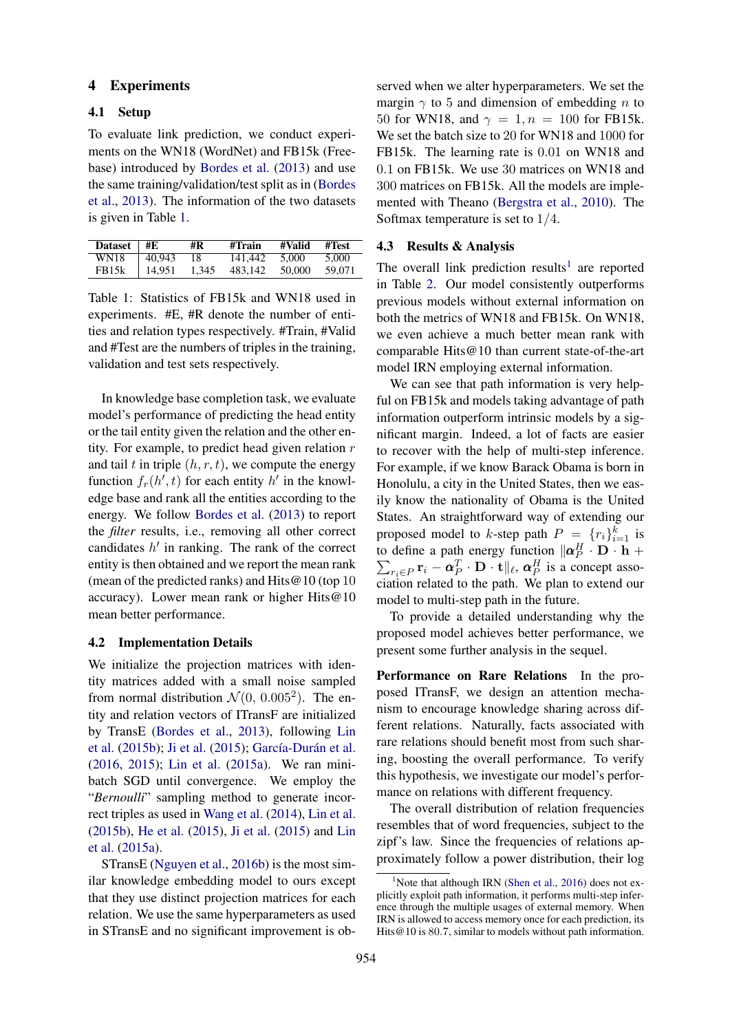## 4 Experiments

### 4.1 Setup

To evaluate link prediction, we conduct experiments on the WN18 (WordNet) and FB15k (Freebase) introduced by Bordes et al. (2013) and use the same training/validation/test split as in (Bordes et al., 2013). The information of the two datasets is given in Table 1.

| Dataset | #E | #R | #Train | #Valid | #Test |
|---|---|---|---|---|---|
| WN18 | 40,943 | 18 | 141,442 | 5,000 | 5,000 |
| FB15k | 14,951 | 1,345 | 483,142 | 50,000 | 59,071 |

Table 1: Statistics of FB15k and WN18 used in experiments. #E, #R denote the number of entities and relation types respectively. #Train, #Valid and #Test are the numbers of triples in the training, validation and test sets respectively.

In knowledge base completion task, we evaluate model's performance of predicting the head entity or the tail entity given the relation and the other entity. For example, to predict head given relation $r$ and tail $t$ in triple $(h, r, t)$, we compute the energy function $f_r(h', t)$ for each entity $h'$ in the knowledge base and rank all the entities according to the energy. We follow Bordes et al. (2013) to report the *filter* results, i.e., removing all other correct candidates $h'$ in ranking. The rank of the correct entity is then obtained and we report the mean rank (mean of the predicted ranks) and Hits@10 (top 10 accuracy). Lower mean rank or higher Hits@10 mean better performance.

### 4.2 Implementation Details

We initialize the projection matrices with identity matrices added with a small noise sampled from normal distribution $\mathcal{N}(0,\ 0.005^2)$. The entity and relation vectors of ITransF are initialized by TransE (Bordes et al., 2013), following Lin et al. (2015b); Ji et al. (2015); García-Durán et al. (2016, 2015); Lin et al. (2015a). We ran mini-batch SGD until convergence. We employ the "*Bernoulli*" sampling method to generate incorrect triples as used in Wang et al. (2014), Lin et al. (2015b), He et al. (2015), Ji et al. (2015) and Lin et al. (2015a).

STransE (Nguyen et al., 2016b) is the most similar knowledge embedding model to ours except that they use distinct projection matrices for each relation. We use the same hyperparameters as used in STransE and no significant improvement is observed when we alter hyperparameters. We set the margin $\gamma$ to 5 and dimension of embedding $n$ to 50 for WN18, and $\gamma = 1, n = 100$ for FB15k. We set the batch size to 20 for WN18 and 1000 for FB15k. The learning rate is 0.01 on WN18 and 0.1 on FB15k. We use 30 matrices on WN18 and 300 matrices on FB15k. All the models are implemented with Theano (Bergstra et al., 2010). The Softmax temperature is set to $1/4$.

### 4.3 Results & Analysis

The overall link prediction results[1] are reported in Table 2. Our model consistently outperforms previous models without external information on both the metrics of WN18 and FB15k. On WN18, we even achieve a much better mean rank with comparable Hits@10 than current state-of-the-art model IRN employing external information.

We can see that path information is very helpful on FB15k and models taking advantage of path information outperform intrinsic models by a significant margin. Indeed, a lot of facts are easier to recover with the help of multi-step inference. For example, if we know Barack Obama is born in Honolulu, a city in the United States, then we easily know the nationality of Obama is the United States. An straightforward way of extending our proposed model to $k$-step path $P = \{r_i\}_{i=1}^{k}$ is to define a path energy function $\|\boldsymbol{\alpha}_P^H \cdot \mathbf{D} \cdot \mathbf{h} + \sum_{r_i \in P} \mathbf{r}_i - \boldsymbol{\alpha}_P^T \cdot \mathbf{D} \cdot \mathbf{t}\|_\ell$, $\boldsymbol{\alpha}_P^H$ is a concept association related to the path. We plan to extend our model to multi-step path in the future.

To provide a detailed understanding why the proposed model achieves better performance, we present some further analysis in the sequel.

**Performance on Rare Relations** In the proposed ITransF, we design an attention mechanism to encourage knowledge sharing across different relations. Naturally, facts associated with rare relations should benefit most from such sharing, boosting the overall performance. To verify this hypothesis, we investigate our model's performance on relations with different frequency.

The overall distribution of relation frequencies resembles that of word frequencies, subject to the zipf's law. Since the frequencies of relations approximately follow a power distribution, their log

[1] Note that although IRN (Shen et al., 2016) does not explicitly exploit path information, it performs multi-step inference through the multiple usages of external memory. When IRN is allowed to access memory once for each prediction, its Hits@10 is 80.7, similar to models without path information.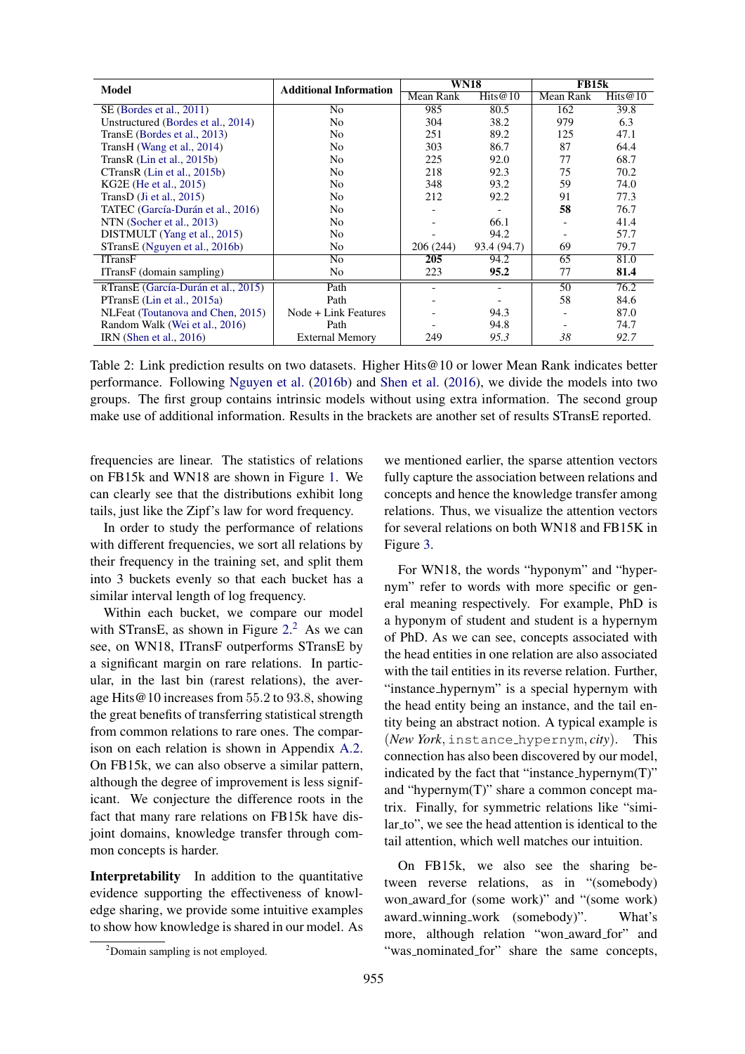| Model | Additional Information | WN18 | | FB15k | |
|---|---|---|---|---|---|
| | | Mean Rank | Hits@10 | Mean Rank | Hits@10 |
| SE (Bordes et al., 2011) | No | 985 | 80.5 | 162 | 39.8 |
| Unstructured (Bordes et al., 2014) | No | 304 | 38.2 | 979 | 6.3 |
| TransE (Bordes et al., 2013) | No | 251 | 89.2 | 125 | 47.1 |
| TransH (Wang et al., 2014) | No | 303 | 86.7 | 87 | 64.4 |
| TransR (Lin et al., 2015b) | No | 225 | 92.0 | 77 | 68.7 |
| CTransR (Lin et al., 2015b) | No | 218 | 92.3 | 75 | 70.2 |
| KG2E (He et al., 2015) | No | 348 | 93.2 | 59 | 74.0 |
| TransD (Ji et al., 2015) | No | 212 | 92.2 | 91 | 77.3 |
| TATEC (García-Durán et al., 2016) | No | - | - | **58** | 76.7 |
| NTN (Socher et al., 2013) | No | - | 66.1 | - | 41.4 |
| DISTMULT (Yang et al., 2015) | No | - | 94.2 | - | 57.7 |
| STransE (Nguyen et al., 2016b) | No | 206 (244) | 93.4 (94.7) | 69 | 79.7 |
| ITransF | No | **205** | 94.2 | 65 | 81.0 |
| ITransF (domain sampling) | No | 223 | **95.2** | 77 | **81.4** |
| RTransE (García-Durán et al., 2015) | Path | - | - | 50 | 76.2 |
| PTransE (Lin et al., 2015a) | Path | - | - | 58 | 84.6 |
| NLFeat (Toutanova and Chen, 2015) | Node + Link Features | - | 94.3 | - | 87.0 |
| Random Walk (Wei et al., 2016) | Path | - | 94.8 | - | 74.7 |
| IRN (Shen et al., 2016) | External Memory | 249 | *95.3* | *38* | *92.7* |

Table 2: Link prediction results on two datasets. Higher Hits@10 or lower Mean Rank indicates better performance. Following Nguyen et al. (2016b) and Shen et al. (2016), we divide the models into two groups. The first group contains intrinsic models without using extra information. The second group make use of additional information. Results in the brackets are another set of results STransE reported.

frequencies are linear. The statistics of relations on FB15k and WN18 are shown in Figure 1. We can clearly see that the distributions exhibit long tails, just like the Zipf's law for word frequency.

In order to study the performance of relations with different frequencies, we sort all relations by their frequency in the training set, and split them into 3 buckets evenly so that each bucket has a similar interval length of log frequency.

Within each bucket, we compare our model with STransE, as shown in Figure 2.[2] As we can see, on WN18, ITransF outperforms STransE by a significant margin on rare relations. In particular, in the last bin (rarest relations), the average Hits@10 increases from 55.2 to 93.8, showing the great benefits of transferring statistical strength from common relations to rare ones. The comparison on each relation is shown in Appendix A.2. On FB15k, we can also observe a similar pattern, although the degree of improvement is less significant. We conjecture the difference roots in the fact that many rare relations on FB15k have disjoint domains, knowledge transfer through common concepts is harder.

**Interpretability** In addition to the quantitative evidence supporting the effectiveness of knowledge sharing, we provide some intuitive examples to show how knowledge is shared in our model. As we mentioned earlier, the sparse attention vectors fully capture the association between relations and concepts and hence the knowledge transfer among relations. Thus, we visualize the attention vectors for several relations on both WN18 and FB15K in Figure 3.

For WN18, the words "hyponym" and "hypernym" refer to words with more specific or general meaning respectively. For example, PhD is a hyponym of student and student is a hypernym of PhD. As we can see, concepts associated with the head entities in one relation are also associated with the tail entities in its reverse relation. Further, "instance_hypernym" is a special hypernym with the head entity being an instance, and the tail entity being an abstract notion. A typical example is (*New York*, `instance_hypernym`, *city*). This connection has also been discovered by our model, indicated by the fact that "instance_hypernym(T)" and "hypernym(T)" share a common concept matrix. Finally, for symmetric relations like "similar_to", we see the head attention is identical to the tail attention, which well matches our intuition.

On FB15k, we also see the sharing between reverse relations, as in "(somebody) won_award_for (some work)" and "(some work) award_winning_work (somebody)". What's more, although relation "won_award_for" and "was_nominated_for" share the same concepts,

[2] Domain sampling is not employed.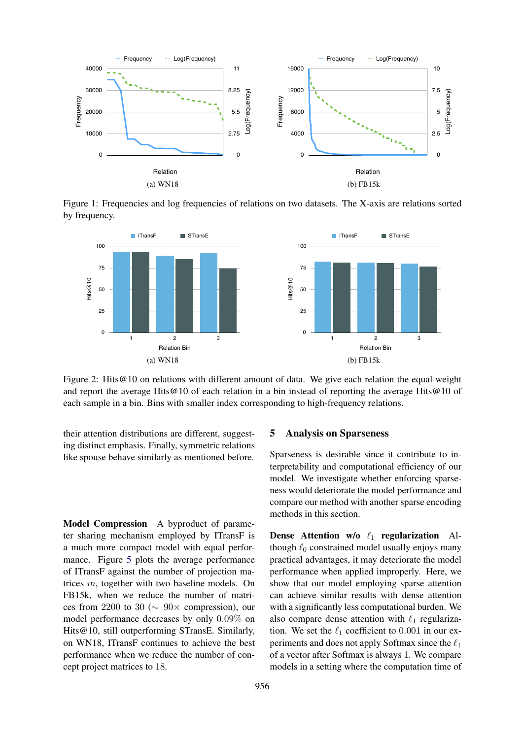Figure 1: Frequencies and log frequencies of relations on two datasets. The X-axis are relations sorted by frequency.

Figure 2: Hits@10 on relations with different amount of data. We give each relation the equal weight and report the average Hits@10 of each relation in a bin instead of reporting the average Hits@10 of each sample in a bin. Bins with smaller index corresponding to high-frequency relations.

their attention distributions are different, suggesting distinct emphasis. Finally, symmetric relations like spouse behave similarly as mentioned before.

**Model Compression** A byproduct of parameter sharing mechanism employed by ITransF is a much more compact model with equal performance. Figure 5 plots the average performance of ITransF against the number of projection matrices $m$, together with two baseline models. On FB15k, when we reduce the number of matrices from 2200 to 30 ($\sim 90\times$ compression), our model performance decreases by only 0.09% on Hits@10, still outperforming STransE. Similarly, on WN18, ITransF continues to achieve the best performance when we reduce the number of concept project matrices to 18.

## 5 Analysis on Sparseness

Sparseness is desirable since it contribute to interpretability and computational efficiency of our model. We investigate whether enforcing sparseness would deteriorate the model performance and compare our method with another sparse encoding methods in this section.

**Dense Attention w/o $\ell_1$ regularization** Although $\ell_0$ constrained model usually enjoys many practical advantages, it may deteriorate the model performance when applied improperly. Here, we show that our model employing sparse attention can achieve similar results with dense attention with a significantly less computational burden. We also compare dense attention with $\ell_1$ regularization. We set the $\ell_1$ coefficient to 0.001 in our experiments and does not apply Softmax since the $\ell_1$ of a vector after Softmax is always 1. We compare models in a setting where the computation time of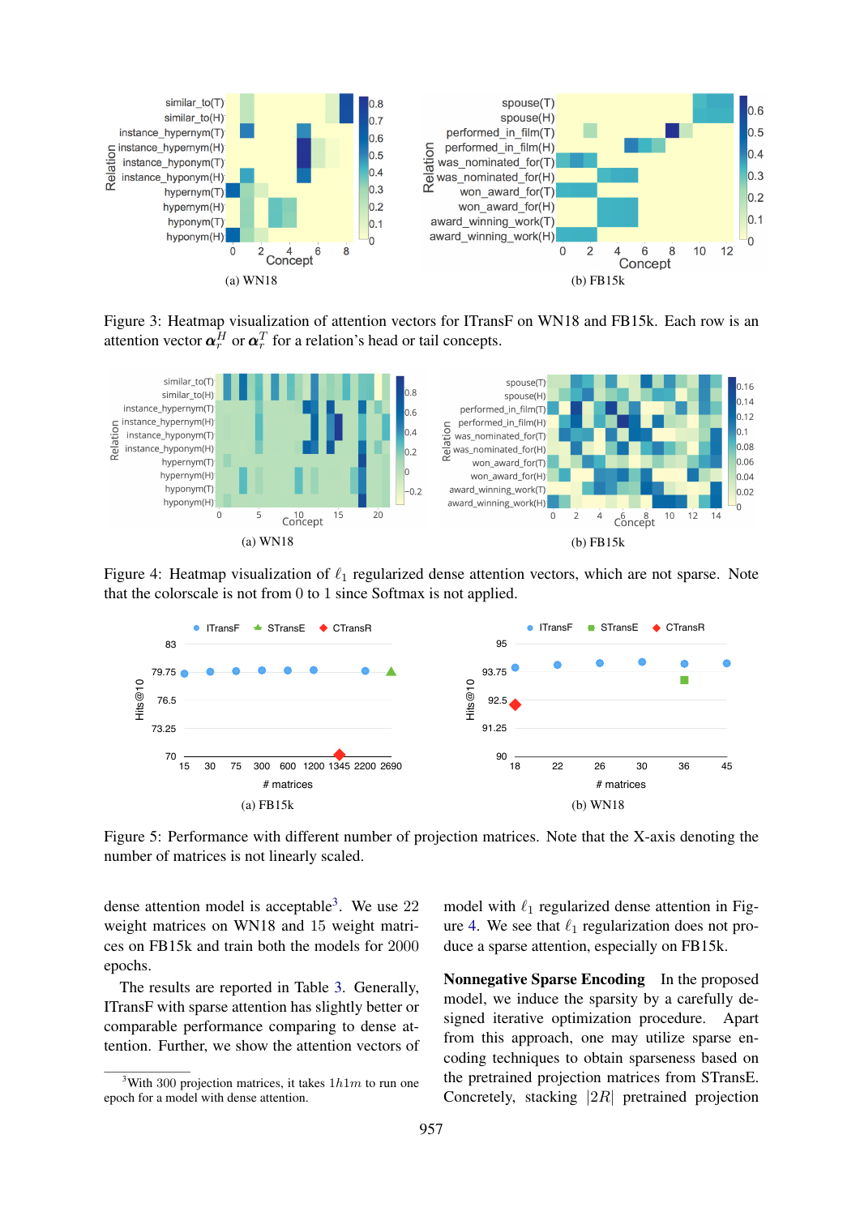(a) WN18

(b) FB15k

Figure 3: Heatmap visualization of attention vectors for ITransF on WN18 and FB15k. Each row is an attention vector $\boldsymbol{\alpha}_r^H$ or $\boldsymbol{\alpha}_r^T$ for a relation's head or tail concepts.

(a) WN18

(b) FB15k

Figure 4: Heatmap visualization of $\ell_1$ regularized dense attention vectors, which are not sparse. Note that the colorscale is not from 0 to 1 since Softmax is not applied.

(a) FB15k

(b) WN18

Figure 5: Performance with different number of projection matrices. Note that the X-axis denoting the number of matrices is not linearly scaled.

dense attention model is acceptable[3]. We use 22 weight matrices on WN18 and 15 weight matrices on FB15k and train both the models for 2000 epochs.

The results are reported in Table 3. Generally, ITransF with sparse attention has slightly better or comparable performance comparing to dense attention. Further, we show the attention vectors of model with $\ell_1$ regularized dense attention in Figure 4. We see that $\ell_1$ regularization does not produce a sparse attention, especially on FB15k.

**Nonnegative Sparse Encoding** In the proposed model, we induce the sparsity by a carefully designed iterative optimization procedure. Apart from this approach, one may utilize sparse encoding techniques to obtain sparseness based on the pretrained projection matrices from STransE. Concretely, stacking $|2R|$ pretrained projection

[3] With 300 projection matrices, it takes $1h1m$ to run one epoch for a model with dense attention.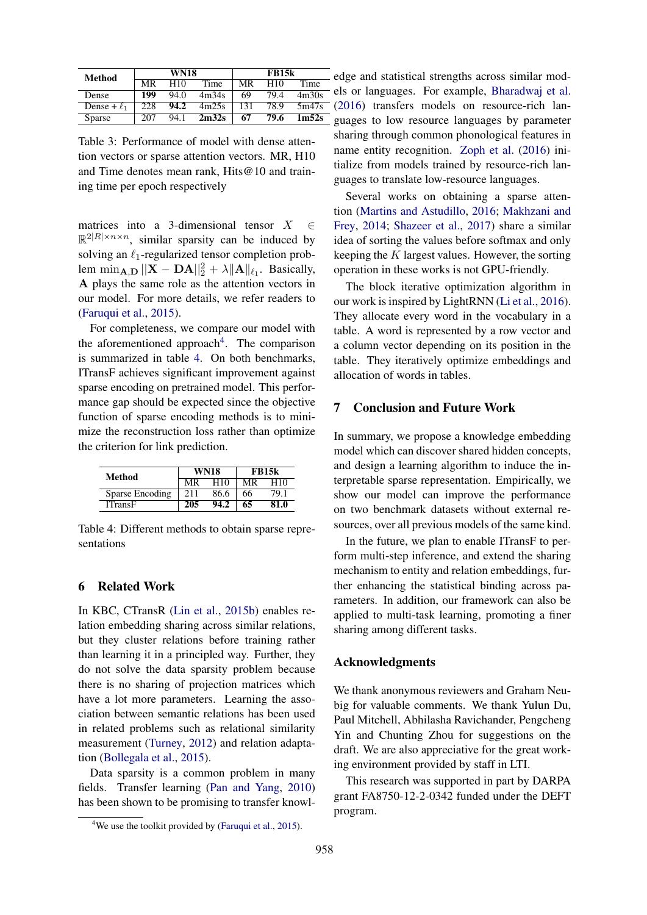| Method | WN18 | | | FB15k | | |
|---|---|---|---|---|---|---|
| | MR | H10 | Time | MR | H10 | Time |
| Dense | **199** | 94.0 | 4m34s | 69 | 79.4 | 4m30s |
| Dense + $\ell_1$ | 228 | **94.2** | 4m25s | 131 | 78.9 | 5m47s |
| Sparse | 207 | 94.1 | **2m32s** | **67** | **79.6** | **1m52s** |

Table 3: Performance of model with dense attention vectors or sparse attention vectors. MR, H10 and Time denotes mean rank, Hits@10 and training time per epoch respectively

matrices into a 3-dimensional tensor $X \in \mathbb{R}^{2|R| \times n \times n}$, similar sparsity can be induced by solving an $\ell_1$-regularized tensor completion problem $\min_{\mathbf{A},\mathbf{D}} ||\mathbf{X} - \mathbf{DA}||_2^2 + \lambda \|\mathbf{A}\|_{\ell_1}$. Basically, $\mathbf{A}$ plays the same role as the attention vectors in our model. For more details, we refer readers to (Faruqui et al., 2015).

For completeness, we compare our model with the aforementioned approach[4]. The comparison is summarized in table 4. On both benchmarks, ITransF achieves significant improvement against sparse encoding on pretrained model. This performance gap should be expected since the objective function of sparse encoding methods is to minimize the reconstruction loss rather than optimize the criterion for link prediction.

| Method | WN18 | | FB15k | |
|---|---|---|---|---|
| | MR | H10 | MR | H10 |
| Sparse Encoding | 211 | 86.6 | 66 | 79.1 |
| ITransF | **205** | **94.2** | **65** | **81.0** |

Table 4: Different methods to obtain sparse representations

## 6 Related Work

In KBC, CTransR (Lin et al., 2015b) enables relation embedding sharing across similar relations, but they cluster relations before training rather than learning it in a principled way. Further, they do not solve the data sparsity problem because there is no sharing of projection matrices which have a lot more parameters. Learning the association between semantic relations has been used in related problems such as relational similarity measurement (Turney, 2012) and relation adaptation (Bollegala et al., 2015).

Data sparsity is a common problem in many fields. Transfer learning (Pan and Yang, 2010) has been shown to be promising to transfer knowledge and statistical strengths across similar models or languages. For example, Bharadwaj et al. (2016) transfers models on resource-rich languages to low resource languages by parameter sharing through common phonological features in name entity recognition. Zoph et al. (2016) initialize from models trained by resource-rich languages to translate low-resource languages.

Several works on obtaining a sparse attention (Martins and Astudillo, 2016; Makhzani and Frey, 2014; Shazeer et al., 2017) share a similar idea of sorting the values before softmax and only keeping the $K$ largest values. However, the sorting operation in these works is not GPU-friendly.

The block iterative optimization algorithm in our work is inspired by LightRNN (Li et al., 2016). They allocate every word in the vocabulary in a table. A word is represented by a row vector and a column vector depending on its position in the table. They iteratively optimize embeddings and allocation of words in tables.

## 7 Conclusion and Future Work

In summary, we propose a knowledge embedding model which can discover shared hidden concepts, and design a learning algorithm to induce the interpretable sparse representation. Empirically, we show our model can improve the performance on two benchmark datasets without external resources, over all previous models of the same kind.

In the future, we plan to enable ITransF to perform multi-step inference, and extend the sharing mechanism to entity and relation embeddings, further enhancing the statistical binding across parameters. In addition, our framework can also be applied to multi-task learning, promoting a finer sharing among different tasks.

## Acknowledgments

We thank anonymous reviewers and Graham Neubig for valuable comments. We thank Yulun Du, Paul Mitchell, Abhilasha Ravichander, Pengcheng Yin and Chunting Zhou for suggestions on the draft. We are also appreciative for the great working environment provided by staff in LTI.

This research was supported in part by DARPA grant FA8750-12-2-0342 funded under the DEFT program.

[4] We use the toolkit provided by (Faruqui et al., 2015).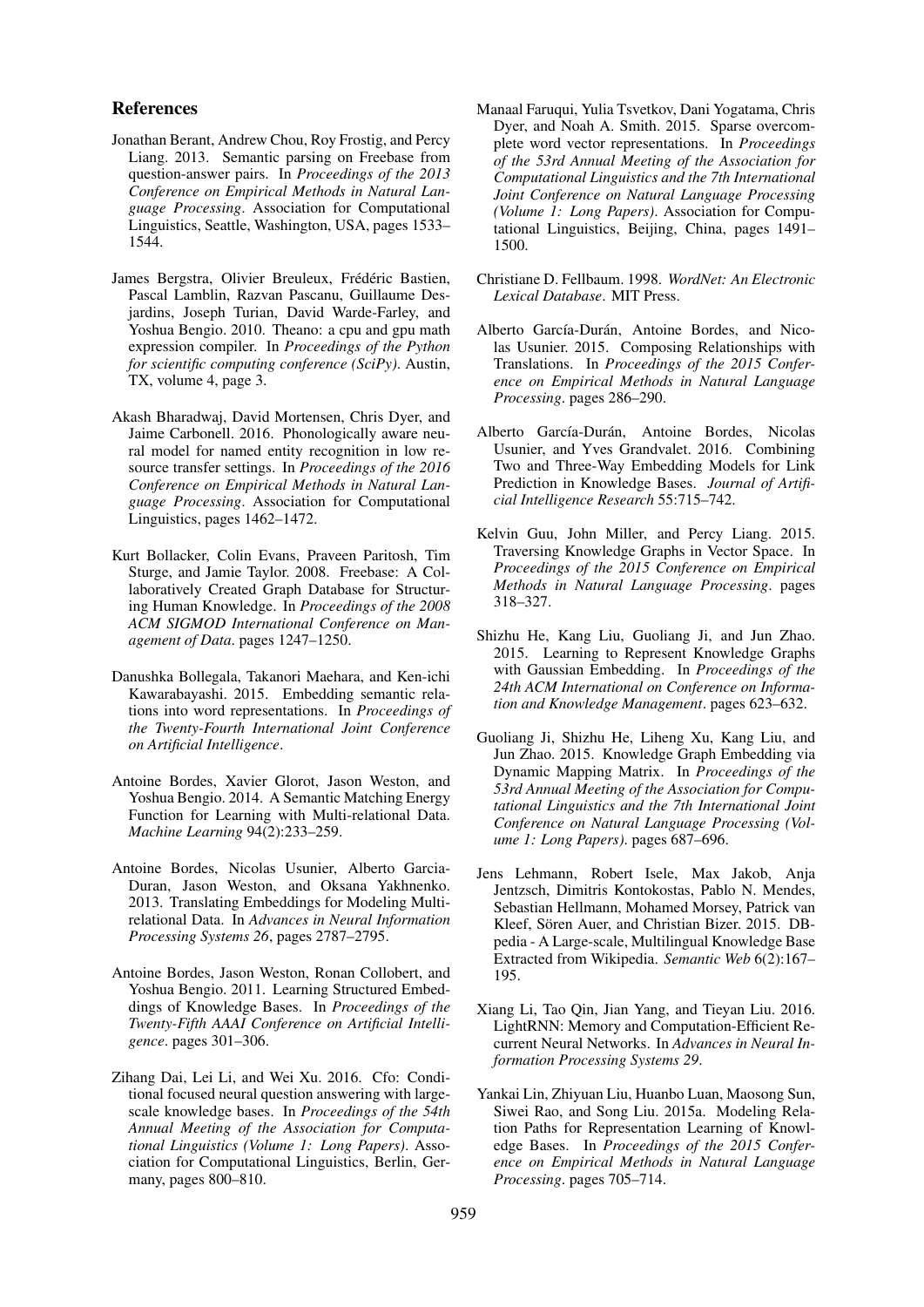## References

Jonathan Berant, Andrew Chou, Roy Frostig, and Percy Liang. 2013. Semantic parsing on Freebase from question-answer pairs. In *Proceedings of the 2013 Conference on Empirical Methods in Natural Language Processing*. Association for Computational Linguistics, Seattle, Washington, USA, pages 1533–1544.

James Bergstra, Olivier Breuleux, Frédéric Bastien, Pascal Lamblin, Razvan Pascanu, Guillaume Desjardins, Joseph Turian, David Warde-Farley, and Yoshua Bengio. 2010. Theano: a cpu and gpu math expression compiler. In *Proceedings of the Python for scientific computing conference (SciPy)*. Austin, TX, volume 4, page 3.

Akash Bharadwaj, David Mortensen, Chris Dyer, and Jaime Carbonell. 2016. Phonologically aware neural model for named entity recognition in low resource transfer settings. In *Proceedings of the 2016 Conference on Empirical Methods in Natural Language Processing*. Association for Computational Linguistics, pages 1462–1472.

Kurt Bollacker, Colin Evans, Praveen Paritosh, Tim Sturge, and Jamie Taylor. 2008. Freebase: A Collaboratively Created Graph Database for Structuring Human Knowledge. In *Proceedings of the 2008 ACM SIGMOD International Conference on Management of Data*. pages 1247–1250.

Danushka Bollegala, Takanori Maehara, and Ken-ichi Kawarabayashi. 2015. Embedding semantic relations into word representations. In *Proceedings of the Twenty-Fourth International Joint Conference on Artificial Intelligence*.

Antoine Bordes, Xavier Glorot, Jason Weston, and Yoshua Bengio. 2014. A Semantic Matching Energy Function for Learning with Multi-relational Data. *Machine Learning* 94(2):233–259.

Antoine Bordes, Nicolas Usunier, Alberto Garcia-Duran, Jason Weston, and Oksana Yakhnenko. 2013. Translating Embeddings for Modeling Multi-relational Data. In *Advances in Neural Information Processing Systems 26*, pages 2787–2795.

Antoine Bordes, Jason Weston, Ronan Collobert, and Yoshua Bengio. 2011. Learning Structured Embeddings of Knowledge Bases. In *Proceedings of the Twenty-Fifth AAAI Conference on Artificial Intelligence*. pages 301–306.

Zihang Dai, Lei Li, and Wei Xu. 2016. Cfo: Conditional focused neural question answering with large-scale knowledge bases. In *Proceedings of the 54th Annual Meeting of the Association for Computational Linguistics (Volume 1: Long Papers)*. Association for Computational Linguistics, Berlin, Germany, pages 800–810.

Manaal Faruqui, Yulia Tsvetkov, Dani Yogatama, Chris Dyer, and Noah A. Smith. 2015. Sparse overcomplete word vector representations. In *Proceedings of the 53rd Annual Meeting of the Association for Computational Linguistics and the 7th International Joint Conference on Natural Language Processing (Volume 1: Long Papers)*. Association for Computational Linguistics, Beijing, China, pages 1491–1500.

Christiane D. Fellbaum. 1998. *WordNet: An Electronic Lexical Database*. MIT Press.

Alberto García-Durán, Antoine Bordes, and Nicolas Usunier. 2015. Composing Relationships with Translations. In *Proceedings of the 2015 Conference on Empirical Methods in Natural Language Processing*. pages 286–290.

Alberto García-Durán, Antoine Bordes, Nicolas Usunier, and Yves Grandvalet. 2016. Combining Two and Three-Way Embedding Models for Link Prediction in Knowledge Bases. *Journal of Artificial Intelligence Research* 55:715–742.

Kelvin Guu, John Miller, and Percy Liang. 2015. Traversing Knowledge Graphs in Vector Space. In *Proceedings of the 2015 Conference on Empirical Methods in Natural Language Processing*. pages 318–327.

Shizhu He, Kang Liu, Guoliang Ji, and Jun Zhao. 2015. Learning to Represent Knowledge Graphs with Gaussian Embedding. In *Proceedings of the 24th ACM International on Conference on Information and Knowledge Management*. pages 623–632.

Guoliang Ji, Shizhu He, Liheng Xu, Kang Liu, and Jun Zhao. 2015. Knowledge Graph Embedding via Dynamic Mapping Matrix. In *Proceedings of the 53rd Annual Meeting of the Association for Computational Linguistics and the 7th International Joint Conference on Natural Language Processing (Volume 1: Long Papers)*. pages 687–696.

Jens Lehmann, Robert Isele, Max Jakob, Anja Jentzsch, Dimitris Kontokostas, Pablo N. Mendes, Sebastian Hellmann, Mohamed Morsey, Patrick van Kleef, Sören Auer, and Christian Bizer. 2015. DBpedia - A Large-scale, Multilingual Knowledge Base Extracted from Wikipedia. *Semantic Web* 6(2):167–195.

Xiang Li, Tao Qin, Jian Yang, and Tieyan Liu. 2016. LightRNN: Memory and Computation-Efficient Recurrent Neural Networks. In *Advances in Neural Information Processing Systems 29*.

Yankai Lin, Zhiyuan Liu, Huanbo Luan, Maosong Sun, Siwei Rao, and Song Liu. 2015a. Modeling Relation Paths for Representation Learning of Knowledge Bases. In *Proceedings of the 2015 Conference on Empirical Methods in Natural Language Processing*. pages 705–714.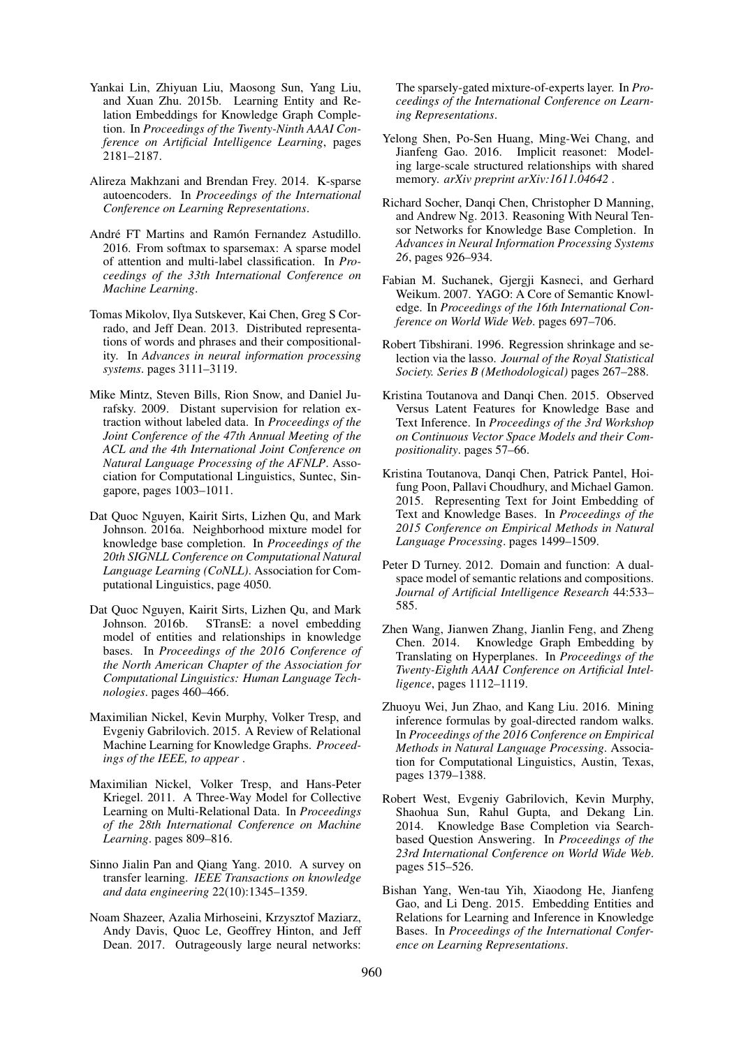Yankai Lin, Zhiyuan Liu, Maosong Sun, Yang Liu, and Xuan Zhu. 2015b. Learning Entity and Relation Embeddings for Knowledge Graph Completion. In *Proceedings of the Twenty-Ninth AAAI Conference on Artificial Intelligence Learning*, pages 2181–2187.

Alireza Makhzani and Brendan Frey. 2014. K-sparse autoencoders. In *Proceedings of the International Conference on Learning Representations*.

André FT Martins and Ramón Fernandez Astudillo. 2016. From softmax to sparsemax: A sparse model of attention and multi-label classification. In *Proceedings of the 33th International Conference on Machine Learning*.

Tomas Mikolov, Ilya Sutskever, Kai Chen, Greg S Corrado, and Jeff Dean. 2013. Distributed representations of words and phrases and their compositionality. In *Advances in neural information processing systems*. pages 3111–3119.

Mike Mintz, Steven Bills, Rion Snow, and Daniel Jurafsky. 2009. Distant supervision for relation extraction without labeled data. In *Proceedings of the Joint Conference of the 47th Annual Meeting of the ACL and the 4th International Joint Conference on Natural Language Processing of the AFNLP*. Association for Computational Linguistics, Suntec, Singapore, pages 1003–1011.

Dat Quoc Nguyen, Kairit Sirts, Lizhen Qu, and Mark Johnson. 2016a. Neighborhood mixture model for knowledge base completion. In *Proceedings of the 20th SIGNLL Conference on Computational Natural Language Learning (CoNLL)*. Association for Computational Linguistics, page 4050.

Dat Quoc Nguyen, Kairit Sirts, Lizhen Qu, and Mark Johnson. 2016b. STransE: a novel embedding model of entities and relationships in knowledge bases. In *Proceedings of the 2016 Conference of the North American Chapter of the Association for Computational Linguistics: Human Language Technologies*. pages 460–466.

Maximilian Nickel, Kevin Murphy, Volker Tresp, and Evgeniy Gabrilovich. 2015. A Review of Relational Machine Learning for Knowledge Graphs. *Proceedings of the IEEE, to appear* .

Maximilian Nickel, Volker Tresp, and Hans-Peter Kriegel. 2011. A Three-Way Model for Collective Learning on Multi-Relational Data. In *Proceedings of the 28th International Conference on Machine Learning*. pages 809–816.

Sinno Jialin Pan and Qiang Yang. 2010. A survey on transfer learning. *IEEE Transactions on knowledge and data engineering* 22(10):1345–1359.

Noam Shazeer, Azalia Mirhoseini, Krzysztof Maziarz, Andy Davis, Quoc Le, Geoffrey Hinton, and Jeff Dean. 2017. Outrageously large neural networks: The sparsely-gated mixture-of-experts layer. In *Proceedings of the International Conference on Learning Representations*.

Yelong Shen, Po-Sen Huang, Ming-Wei Chang, and Jianfeng Gao. 2016. Implicit reasonet: Modeling large-scale structured relationships with shared memory. *arXiv preprint arXiv:1611.04642* .

Richard Socher, Danqi Chen, Christopher D Manning, and Andrew Ng. 2013. Reasoning With Neural Tensor Networks for Knowledge Base Completion. In *Advances in Neural Information Processing Systems 26*, pages 926–934.

Fabian M. Suchanek, Gjergji Kasneci, and Gerhard Weikum. 2007. YAGO: A Core of Semantic Knowledge. In *Proceedings of the 16th International Conference on World Wide Web*. pages 697–706.

Robert Tibshirani. 1996. Regression shrinkage and selection via the lasso. *Journal of the Royal Statistical Society. Series B (Methodological)* pages 267–288.

Kristina Toutanova and Danqi Chen. 2015. Observed Versus Latent Features for Knowledge Base and Text Inference. In *Proceedings of the 3rd Workshop on Continuous Vector Space Models and their Compositionality*. pages 57–66.

Kristina Toutanova, Danqi Chen, Patrick Pantel, Hoifung Poon, Pallavi Choudhury, and Michael Gamon. 2015. Representing Text for Joint Embedding of Text and Knowledge Bases. In *Proceedings of the 2015 Conference on Empirical Methods in Natural Language Processing*. pages 1499–1509.

Peter D Turney. 2012. Domain and function: A dual-space model of semantic relations and compositions. *Journal of Artificial Intelligence Research* 44:533–585.

Zhen Wang, Jianwen Zhang, Jianlin Feng, and Zheng Chen. 2014. Knowledge Graph Embedding by Translating on Hyperplanes. In *Proceedings of the Twenty-Eighth AAAI Conference on Artificial Intelligence*, pages 1112–1119.

Zhuoyu Wei, Jun Zhao, and Kang Liu. 2016. Mining inference formulas by goal-directed random walks. In *Proceedings of the 2016 Conference on Empirical Methods in Natural Language Processing*. Association for Computational Linguistics, Austin, Texas, pages 1379–1388.

Robert West, Evgeniy Gabrilovich, Kevin Murphy, Shaohua Sun, Rahul Gupta, and Dekang Lin. 2014. Knowledge Base Completion via Search-based Question Answering. In *Proceedings of the 23rd International Conference on World Wide Web*. pages 515–526.

Bishan Yang, Wen-tau Yih, Xiaodong He, Jianfeng Gao, and Li Deng. 2015. Embedding Entities and Relations for Learning and Inference in Knowledge Bases. In *Proceedings of the International Conference on Learning Representations*.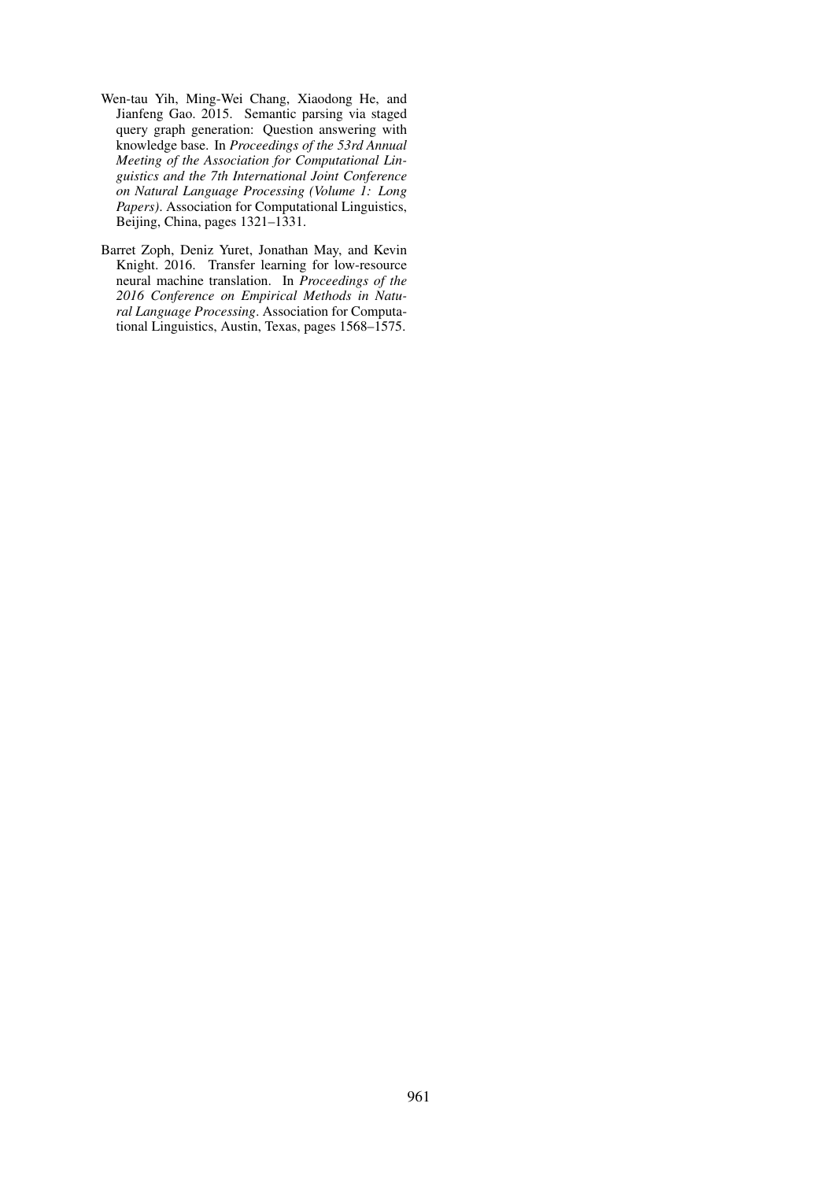Wen-tau Yih, Ming-Wei Chang, Xiaodong He, and Jianfeng Gao. 2015. Semantic parsing via staged query graph generation: Question answering with knowledge base. In *Proceedings of the 53rd Annual Meeting of the Association for Computational Linguistics and the 7th International Joint Conference on Natural Language Processing (Volume 1: Long Papers)*. Association for Computational Linguistics, Beijing, China, pages 1321–1331.

Barret Zoph, Deniz Yuret, Jonathan May, and Kevin Knight. 2016. Transfer learning for low-resource neural machine translation. In *Proceedings of the 2016 Conference on Empirical Methods in Natural Language Processing*. Association for Computational Linguistics, Austin, Texas, pages 1568–1575.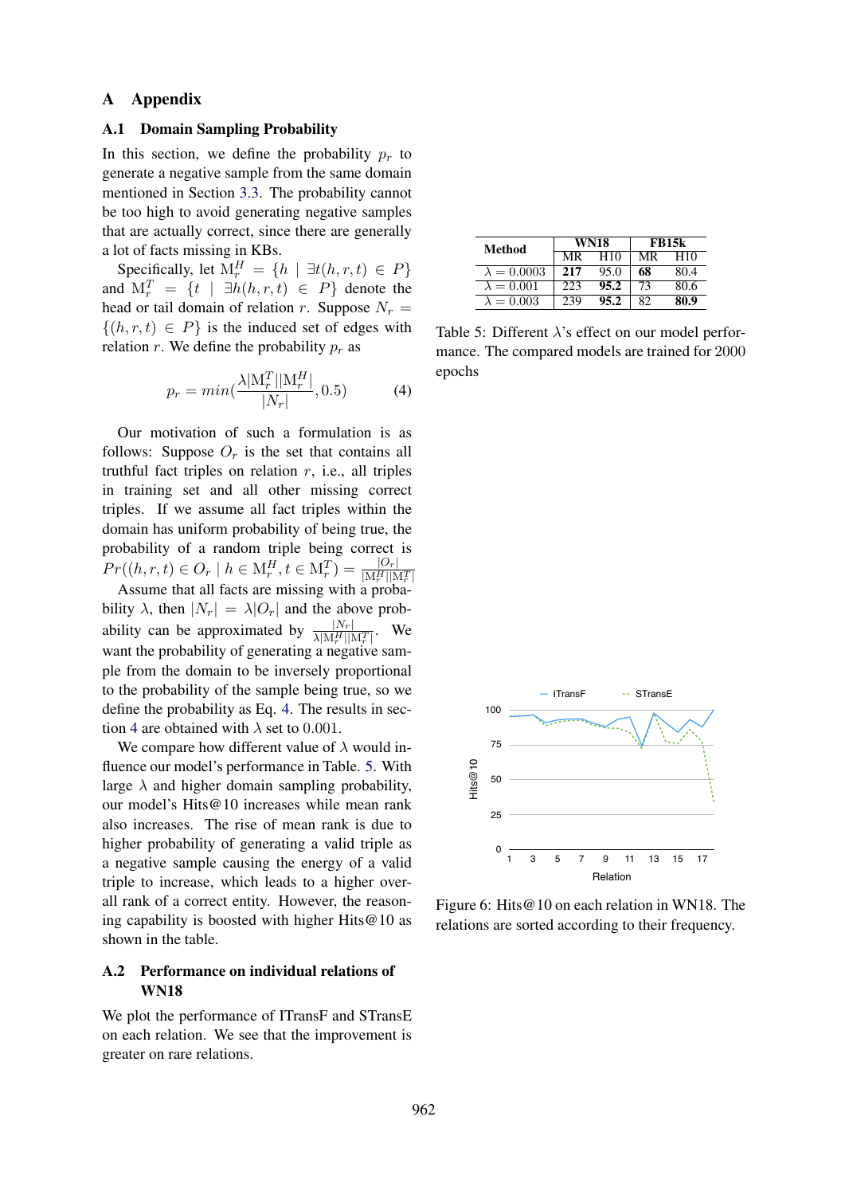# A Appendix

## A.1 Domain Sampling Probability

In this section, we define the probability $p_r$ to generate a negative sample from the same domain mentioned in Section 3.3. The probability cannot be too high to avoid generating negative samples that are actually correct, since there are generally a lot of facts missing in KBs.

Specifically, let $\mathrm{M}_r^H = \{h \mid \exists t(h,r,t) \in P\}$ and $\mathrm{M}_r^T = \{t \mid \exists h(h,r,t) \in P\}$ denote the head or tail domain of relation $r$. Suppose $N_r = \{(h,r,t) \in P\}$ is the induced set of edges with relation $r$. We define the probability $p_r$ as

$$p_r = min(\frac{\lambda|\mathrm{M}_r^T||\mathrm{M}_r^H|}{|N_r|}, 0.5) \tag{4}$$

Our motivation of such a formulation is as follows: Suppose $O_r$ is the set that contains all truthful fact triples on relation $r$, i.e., all triples in training set and all other missing correct triples. If we assume all fact triples within the domain has uniform probability of being true, the probability of a random triple being correct is $Pr((h,r,t) \in O_r \mid h \in \mathrm{M}_r^H, t \in \mathrm{M}_r^T) = \frac{|O_r|}{|\mathrm{M}_r^H||\mathrm{M}_r^T|}$

Assume that all facts are missing with a probability $\lambda$, then $|N_r| = \lambda|O_r|$ and the above probability can be approximated by $\frac{|N_r|}{\lambda|\mathrm{M}_r^H||\mathrm{M}_r^T|}$. We want the probability of generating a negative sample from the domain to be inversely proportional to the probability of the sample being true, so we define the probability as Eq. 4. The results in section 4 are obtained with $\lambda$ set to 0.001.

We compare how different value of $\lambda$ would influence our model's performance in Table. 5. With large $\lambda$ and higher domain sampling probability, our model's Hits@10 increases while mean rank also increases. The rise of mean rank is due to higher probability of generating a valid triple as a negative sample causing the energy of a valid triple to increase, which leads to a higher overall rank of a correct entity. However, the reasoning capability is boosted with higher Hits@10 as shown in the table.

## A.2 Performance on individual relations of WN18

We plot the performance of ITransF and STransE on each relation. We see that the improvement is greater on rare relations.

| Method | WN18 | | FB15k | |
|---|---|---|---|---|
| | MR | H10 | MR | H10 |
| $\lambda = 0.0003$ | **217** | 95.0 | **68** | 80.4 |
| $\lambda = 0.001$ | 223 | **95.2** | 73 | 80.6 |
| $\lambda = 0.003$ | 239 | **95.2** | 82 | **80.9** |

Table 5: Different $\lambda$'s effect on our model performance. The compared models are trained for 2000 epochs

ITransF
STransE
Hits@10
100
75
50
25
0
1 3 5 7 9 11 13 15 17
Relation

Figure 6: Hits@10 on each relation in WN18. The relations are sorted according to their frequency.